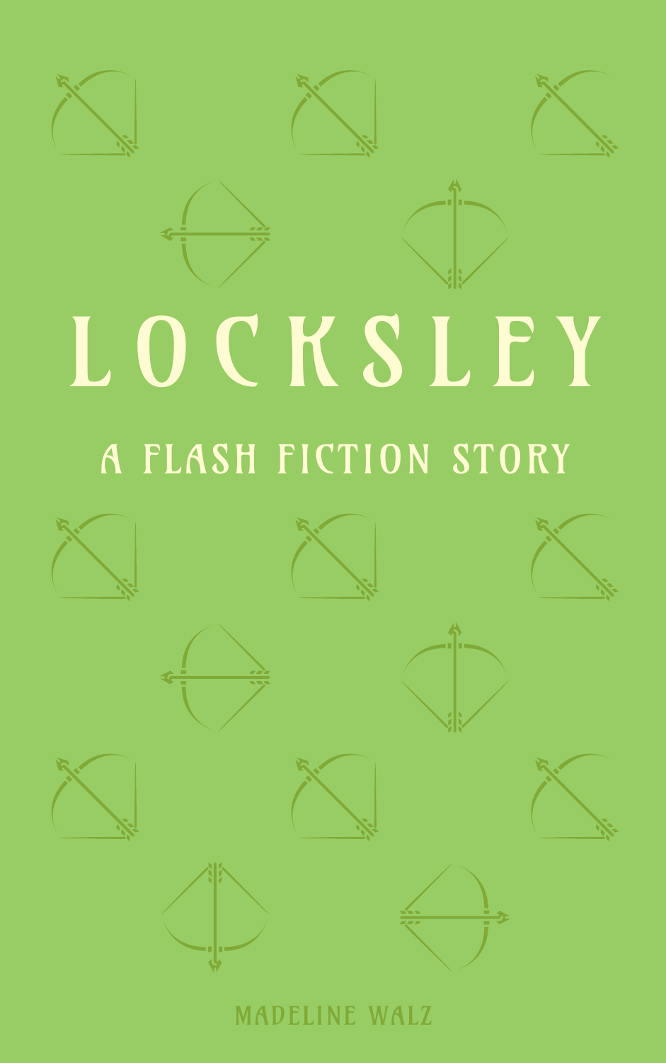# LOCKSLEY

## A FLASH FICTION STORY

MADELINE WALZ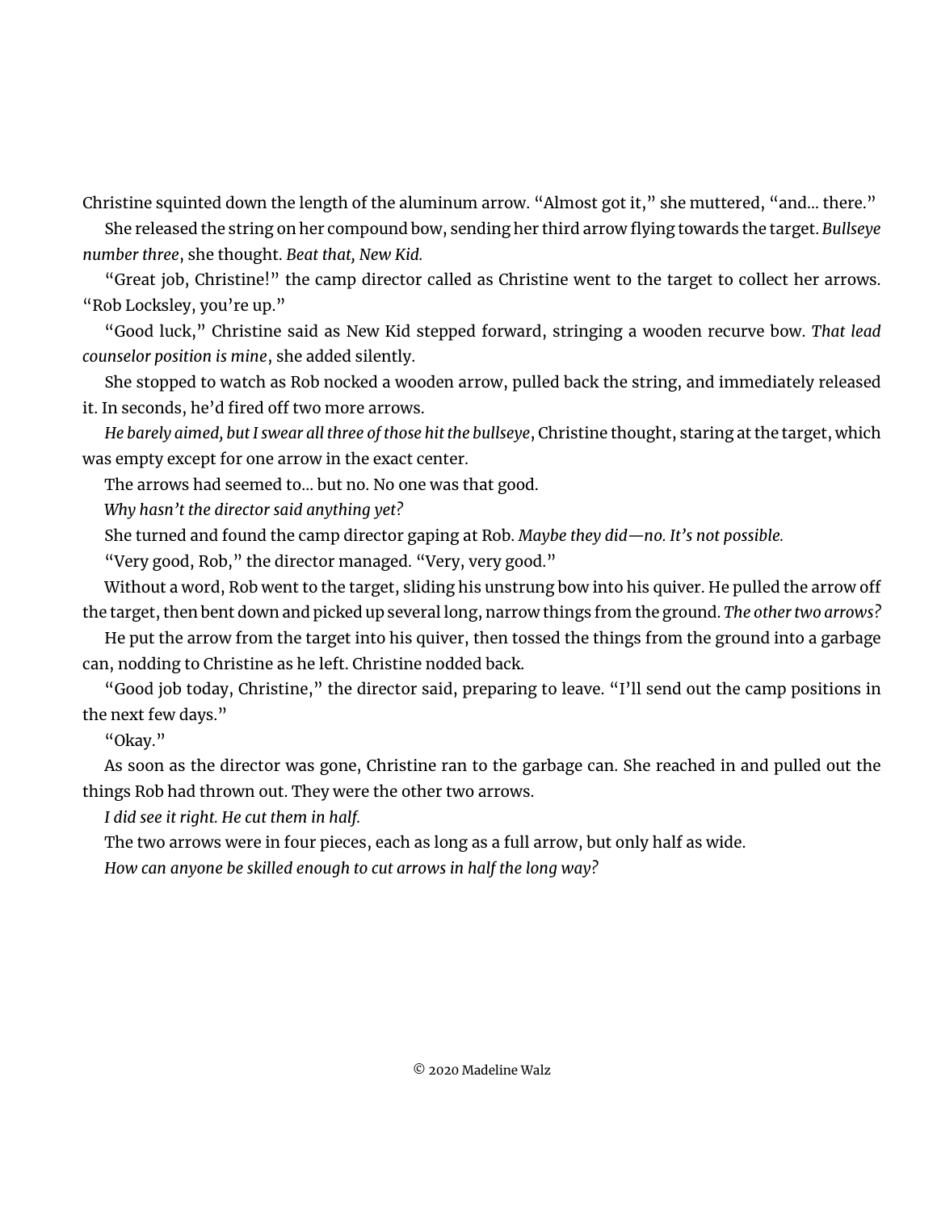Christine squinted down the length of the aluminum arrow. "Almost got it," she muttered, "and… there."

She released the string on her compound bow, sending her third arrow flying towards the target. *Bullseye number three*, she thought. *Beat that, New Kid.*

"Great job, Christine!" the camp director called as Christine went to the target to collect her arrows. "Rob Locksley, you're up."

"Good luck," Christine said as New Kid stepped forward, stringing a wooden recurve bow. *That lead counselor position is mine*, she added silently.

She stopped to watch as Rob nocked a wooden arrow, pulled back the string, and immediately released it. In seconds, he'd fired off two more arrows.

*He barely aimed, but I swear all three of those hit the bullseye*, Christine thought, staring at the target, which was empty except for one arrow in the exact center.

The arrows had seemed to… but no. No one was that good.

*Why hasn't the director said anything yet?*

She turned and found the camp director gaping at Rob. *Maybe they did—no. It's not possible.*

"Very good, Rob," the director managed. "Very, very good."

Without a word, Rob went to the target, sliding his unstrung bow into his quiver. He pulled the arrow off the target, then bent down and picked up several long, narrow things from the ground. *The other two arrows?*

He put the arrow from the target into his quiver, then tossed the things from the ground into a garbage can, nodding to Christine as he left. Christine nodded back.

"Good job today, Christine," the director said, preparing to leave. "I'll send out the camp positions in the next few days."

"Okay."

As soon as the director was gone, Christine ran to the garbage can. She reached in and pulled out the things Rob had thrown out. They were the other two arrows.

*I did see it right. He cut them in half.*

The two arrows were in four pieces, each as long as a full arrow, but only half as wide.

*How can anyone be skilled enough to cut arrows in half the long way?*

© 2020 Madeline Walz